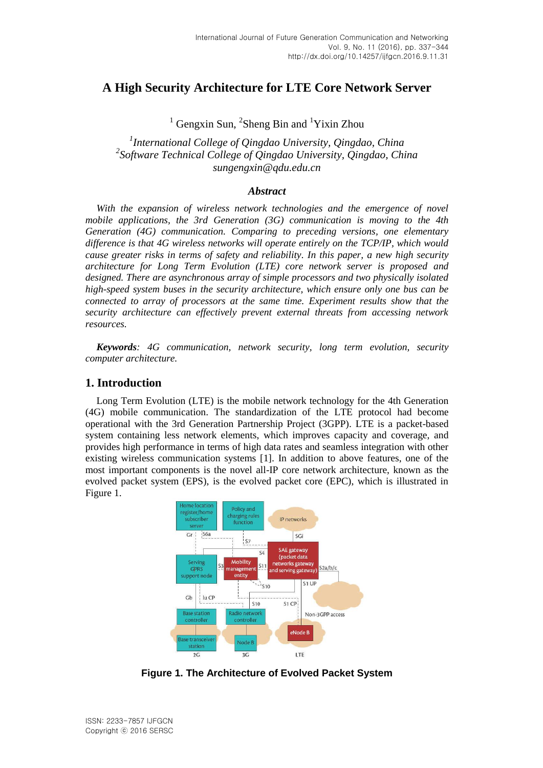# A High Security Architecture for LTE Core Network Server

[1] Gengxin Sun, [2]Sheng Bin and [1]Yixin Zhou

*[1]International College of Qingdao University, Qingdao, China*
*[2]Software Technical College of Qingdao University, Qingdao, China*
*sungengxin@qdu.edu.cn*

### *Abstract*

*With the expansion of wireless network technologies and the emergence of novel mobile applications, the 3rd Generation (3G) communication is moving to the 4th Generation (4G) communication. Comparing to preceding versions, one elementary difference is that 4G wireless networks will operate entirely on the TCP/IP, which would cause greater risks in terms of safety and reliability. In this paper, a new high security architecture for Long Term Evolution (LTE) core network server is proposed and designed. There are asynchronous array of simple processors and two physically isolated high-speed system buses in the security architecture, which ensure only one bus can be connected to array of processors at the same time. Experiment results show that the security architecture can effectively prevent external threats from accessing network resources.*

***Keywords**: 4G communication, network security, long term evolution, security computer architecture.*

## 1. Introduction

Long Term Evolution (LTE) is the mobile network technology for the 4th Generation (4G) mobile communication. The standardization of the LTE protocol had become operational with the 3rd Generation Partnership Project (3GPP). LTE is a packet-based system containing less network elements, which improves capacity and coverage, and provides high performance in terms of high data rates and seamless integration with other existing wireless communication systems [1]. In addition to above features, one of the most important components is the novel all-IP core network architecture, known as the evolved packet system (EPS), is the evolved packet core (EPC), which is illustrated in Figure 1.

**Figure 1. The Architecture of Evolved Packet System**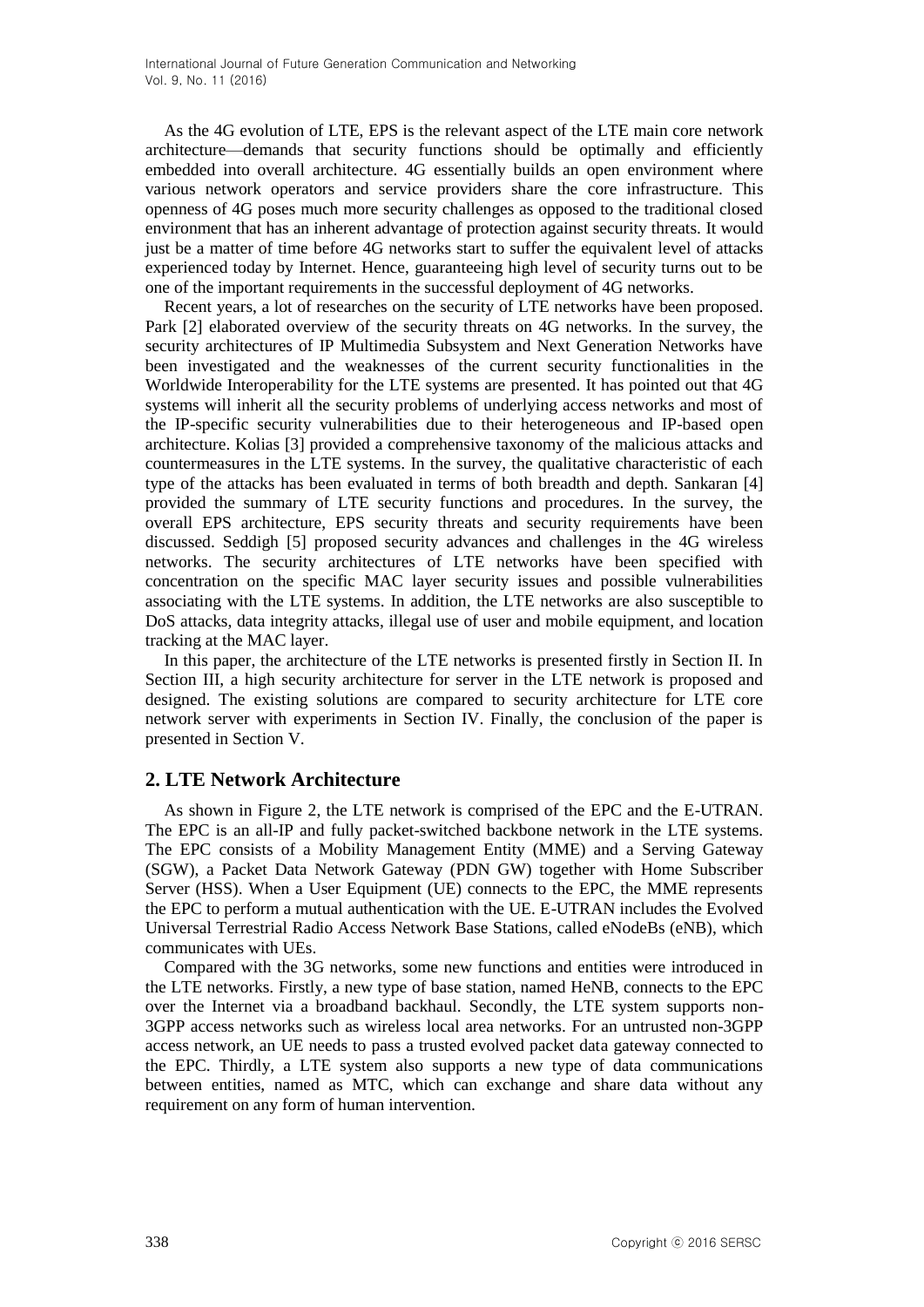As the 4G evolution of LTE, EPS is the relevant aspect of the LTE main core network architecture—demands that security functions should be optimally and efficiently embedded into overall architecture. 4G essentially builds an open environment where various network operators and service providers share the core infrastructure. This openness of 4G poses much more security challenges as opposed to the traditional closed environment that has an inherent advantage of protection against security threats. It would just be a matter of time before 4G networks start to suffer the equivalent level of attacks experienced today by Internet. Hence, guaranteeing high level of security turns out to be one of the important requirements in the successful deployment of 4G networks.

Recent years, a lot of researches on the security of LTE networks have been proposed. Park [2] elaborated overview of the security threats on 4G networks. In the survey, the security architectures of IP Multimedia Subsystem and Next Generation Networks have been investigated and the weaknesses of the current security functionalities in the Worldwide Interoperability for the LTE systems are presented. It has pointed out that 4G systems will inherit all the security problems of underlying access networks and most of the IP-specific security vulnerabilities due to their heterogeneous and IP-based open architecture. Kolias [3] provided a comprehensive taxonomy of the malicious attacks and countermeasures in the LTE systems. In the survey, the qualitative characteristic of each type of the attacks has been evaluated in terms of both breadth and depth. Sankaran [4] provided the summary of LTE security functions and procedures. In the survey, the overall EPS architecture, EPS security threats and security requirements have been discussed. Seddigh [5] proposed security advances and challenges in the 4G wireless networks. The security architectures of LTE networks have been specified with concentration on the specific MAC layer security issues and possible vulnerabilities associating with the LTE systems. In addition, the LTE networks are also susceptible to DoS attacks, data integrity attacks, illegal use of user and mobile equipment, and location tracking at the MAC layer.

In this paper, the architecture of the LTE networks is presented firstly in Section II. In Section III, a high security architecture for server in the LTE network is proposed and designed. The existing solutions are compared to security architecture for LTE core network server with experiments in Section IV. Finally, the conclusion of the paper is presented in Section V.

## 2. LTE Network Architecture

As shown in Figure 2, the LTE network is comprised of the EPC and the E-UTRAN. The EPC is an all-IP and fully packet-switched backbone network in the LTE systems. The EPC consists of a Mobility Management Entity (MME) and a Serving Gateway (SGW), a Packet Data Network Gateway (PDN GW) together with Home Subscriber Server (HSS). When a User Equipment (UE) connects to the EPC, the MME represents the EPC to perform a mutual authentication with the UE. E-UTRAN includes the Evolved Universal Terrestrial Radio Access Network Base Stations, called eNodeBs (eNB), which communicates with UEs.

Compared with the 3G networks, some new functions and entities were introduced in the LTE networks. Firstly, a new type of base station, named HeNB, connects to the EPC over the Internet via a broadband backhaul. Secondly, the LTE system supports non-3GPP access networks such as wireless local area networks. For an untrusted non-3GPP access network, an UE needs to pass a trusted evolved packet data gateway connected to the EPC. Thirdly, a LTE system also supports a new type of data communications between entities, named as MTC, which can exchange and share data without any requirement on any form of human intervention.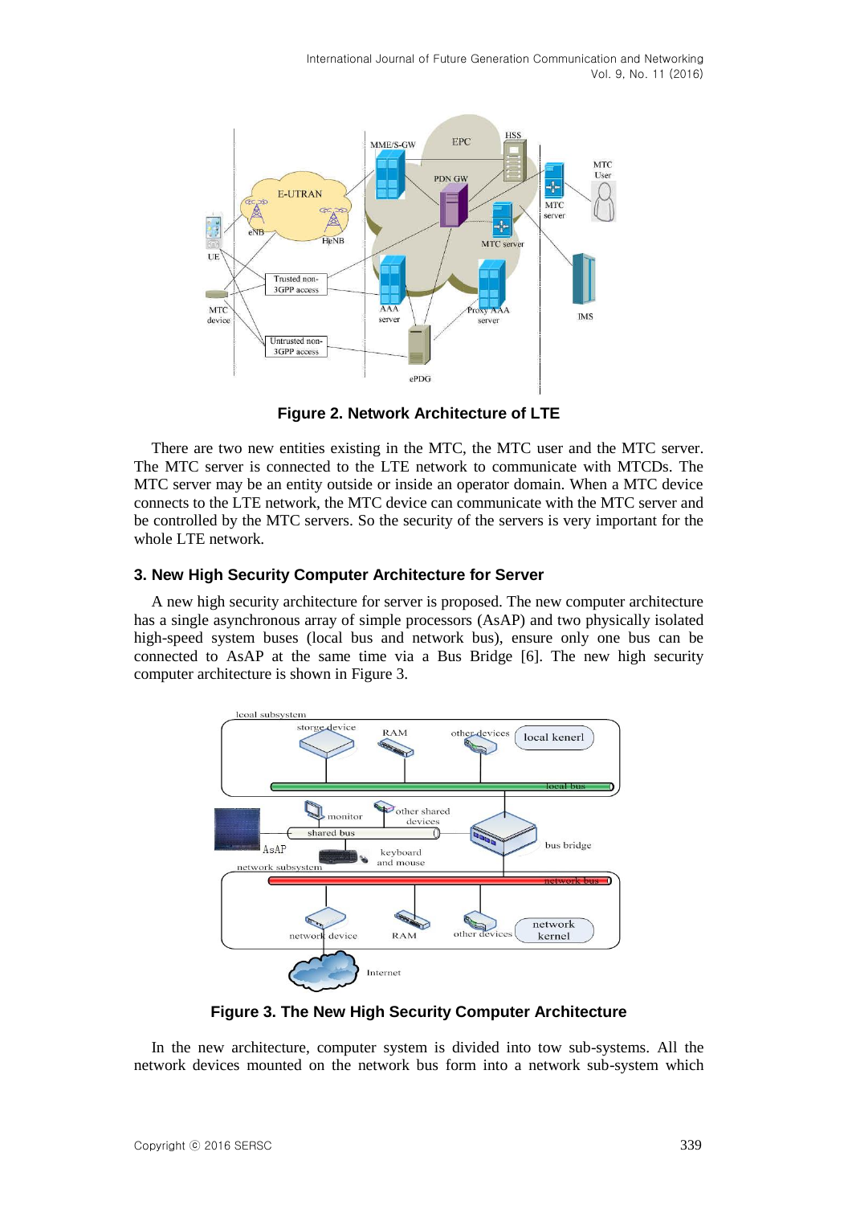**Figure 2. Network Architecture of LTE**

There are two new entities existing in the MTC, the MTC user and the MTC server. The MTC server is connected to the LTE network to communicate with MTCDs. The MTC server may be an entity outside or inside an operator domain. When a MTC device connects to the LTE network, the MTC device can communicate with the MTC server and be controlled by the MTC servers. So the security of the servers is very important for the whole LTE network.

### 3. New High Security Computer Architecture for Server

A new high security architecture for server is proposed. The new computer architecture has a single asynchronous array of simple processors (AsAP) and two physically isolated high-speed system buses (local bus and network bus), ensure only one bus can be connected to AsAP at the same time via a Bus Bridge [6]. The new high security computer architecture is shown in Figure 3.

**Figure 3. The New High Security Computer Architecture**

In the new architecture, computer system is divided into tow sub-systems. All the network devices mounted on the network bus form into a network sub-system which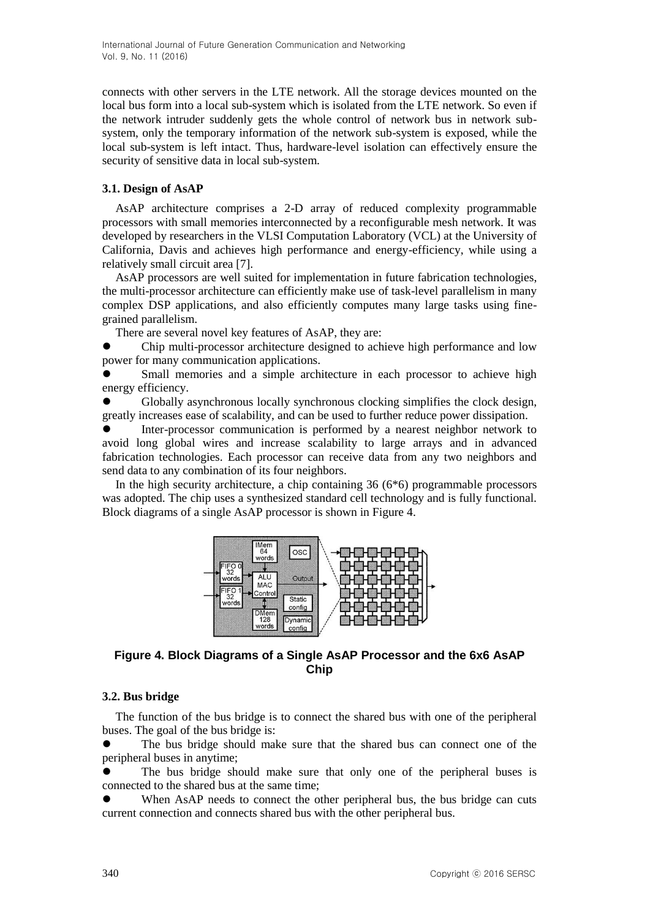connects with other servers in the LTE network. All the storage devices mounted on the local bus form into a local sub-system which is isolated from the LTE network. So even if the network intruder suddenly gets the whole control of network bus in network sub-system, only the temporary information of the network sub-system is exposed, while the local sub-system is left intact. Thus, hardware-level isolation can effectively ensure the security of sensitive data in local sub-system.

### 3.1. Design of AsAP

AsAP architecture comprises a 2-D array of reduced complexity programmable processors with small memories interconnected by a reconfigurable mesh network. It was developed by researchers in the VLSI Computation Laboratory (VCL) at the University of California, Davis and achieves high performance and energy-efficiency, while using a relatively small circuit area [7].

AsAP processors are well suited for implementation in future fabrication technologies, the multi-processor architecture can efficiently make use of task-level parallelism in many complex DSP applications, and also efficiently computes many large tasks using fine-grained parallelism.

There are several novel key features of AsAP, they are:

- Chip multi-processor architecture designed to achieve high performance and low power for many communication applications.
- Small memories and a simple architecture in each processor to achieve high energy efficiency.
- Globally asynchronous locally synchronous clocking simplifies the clock design, greatly increases ease of scalability, and can be used to further reduce power dissipation.
- Inter-processor communication is performed by a nearest neighbor network to avoid long global wires and increase scalability to large arrays and in advanced fabrication technologies. Each processor can receive data from any two neighbors and send data to any combination of its four neighbors.

In the high security architecture, a chip containing 36 (6*6) programmable processors was adopted. The chip uses a synthesized standard cell technology and is fully functional. Block diagrams of a single AsAP processor is shown in Figure 4.

**Figure 4. Block Diagrams of a Single AsAP Processor and the 6x6 AsAP Chip**

### 3.2. Bus bridge

The function of the bus bridge is to connect the shared bus with one of the peripheral buses. The goal of the bus bridge is:

- The bus bridge should make sure that the shared bus can connect one of the peripheral buses in anytime;
- The bus bridge should make sure that only one of the peripheral buses is connected to the shared bus at the same time;
- When AsAP needs to connect the other peripheral bus, the bus bridge can cuts current connection and connects shared bus with the other peripheral bus.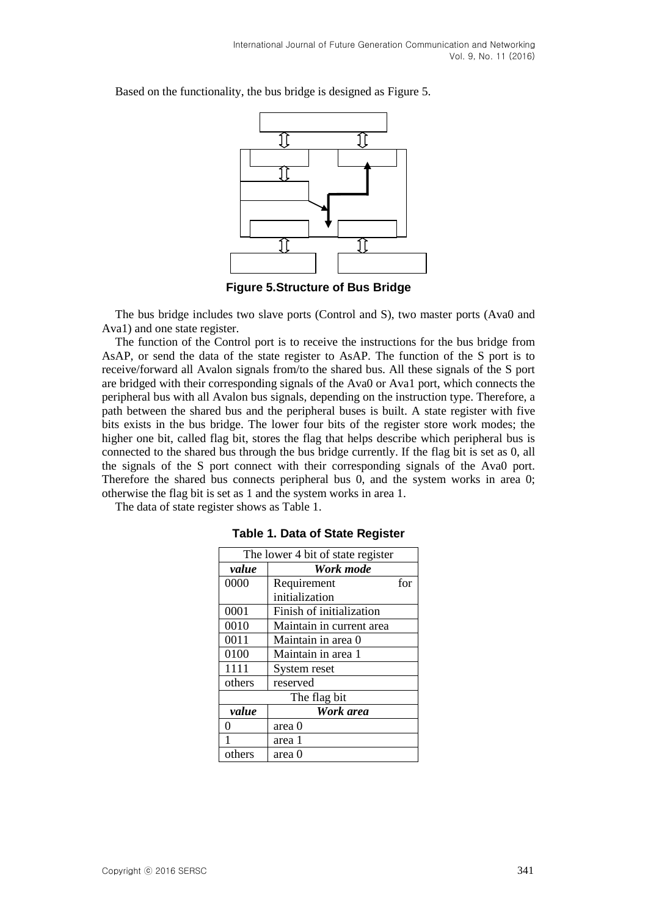Based on the functionality, the bus bridge is designed as Figure 5.

**Figure 5.Structure of Bus Bridge**

The bus bridge includes two slave ports (Control and S), two master ports (Ava0 and Ava1) and one state register.

The function of the Control port is to receive the instructions for the bus bridge from AsAP, or send the data of the state register to AsAP. The function of the S port is to receive/forward all Avalon signals from/to the shared bus. All these signals of the S port are bridged with their corresponding signals of the Ava0 or Ava1 port, which connects the peripheral bus with all Avalon bus signals, depending on the instruction type. Therefore, a path between the shared bus and the peripheral buses is built. A state register with five bits exists in the bus bridge. The lower four bits of the register store work modes; the higher one bit, called flag bit, stores the flag that helps describe which peripheral bus is connected to the shared bus through the bus bridge currently. If the flag bit is set as 0, all the signals of the S port connect with their corresponding signals of the Ava0 port. Therefore the shared bus connects peripheral bus 0, and the system works in area 0; otherwise the flag bit is set as 1 and the system works in area 1.

The data of state register shows as Table 1.

**Table 1. Data of State Register**

| The lower 4 bit of state register | |
|---|---|
| ***value*** | ***Work mode*** |
| 0000 | Requirement for initialization |
| 0001 | Finish of initialization |
| 0010 | Maintain in current area |
| 0011 | Maintain in area 0 |
| 0100 | Maintain in area 1 |
| 1111 | System reset |
| others | reserved |
| The flag bit | |
| ***value*** | ***Work area*** |
| 0 | area 0 |
| 1 | area 1 |
| others | area 0 |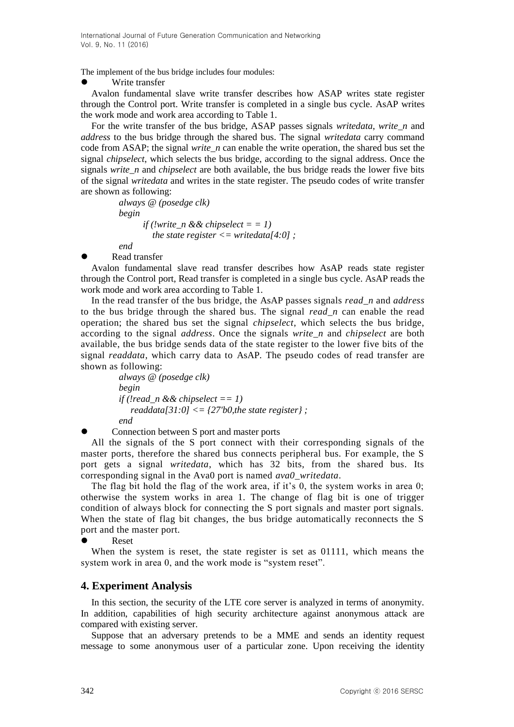The implement of the bus bridge includes four modules:

- Write transfer

Avalon fundamental slave write transfer describes how ASAP writes state register through the Control port. Write transfer is completed in a single bus cycle. AsAP writes the work mode and work area according to Table 1.

For the write transfer of the bus bridge, ASAP passes signals *writedata*, *write_n* and *address* to the bus bridge through the shared bus. The signal *writedata* carry command code from ASAP; the signal *write_n* can enable the write operation, the shared bus set the signal *chipselect*, which selects the bus bridge, according to the signal address. Once the signals *write_n* and *chipselect* are both available, the bus bridge reads the lower five bits of the signal *writedata* and writes in the state register. The pseudo codes of write transfer are shown as following:

```
always @ (posedge clk)
begin
      if (!write_n && chipselect = = 1)
         the state register <= writedata[4:0] ;
end
```

- Read transfer

Avalon fundamental slave read transfer describes how AsAP reads state register through the Control port, Read transfer is completed in a single bus cycle. AsAP reads the work mode and work area according to Table 1.

In the read transfer of the bus bridge, the AsAP passes signals *read_n* and *address* to the bus bridge through the shared bus. The signal *read_n* can enable the read operation; the shared bus set the signal *chipselect*, which selects the bus bridge, according to the signal *address*. Once the signals *write_n* and *chipselect* are both available, the bus bridge sends data of the state register to the lower five bits of the signal *readdata*, which carry data to AsAP. The pseudo codes of read transfer are shown as following:

```
always @ (posedge clk)
begin
if (!read_n && chipselect == 1)
   readdata[31:0] <= {27'b0,the state register} ;
end
```

- Connection between S port and master ports

All the signals of the S port connect with their corresponding signals of the master ports, therefore the shared bus connects peripheral bus. For example, the S port gets a signal *writedata*, which has 32 bits, from the shared bus. Its corresponding signal in the Ava0 port is named *ava0_writedata*.

The flag bit hold the flag of the work area, if it's 0, the system works in area 0; otherwise the system works in area 1. The change of flag bit is one of trigger condition of always block for connecting the S port signals and master port signals. When the state of flag bit changes, the bus bridge automatically reconnects the S port and the master port.

- Reset

When the system is reset, the state register is set as 01111, which means the system work in area 0, and the work mode is "system reset".

## 4. Experiment Analysis

In this section, the security of the LTE core server is analyzed in terms of anonymity. In addition, capabilities of high security architecture against anonymous attack are compared with existing server.

Suppose that an adversary pretends to be a MME and sends an identity request message to some anonymous user of a particular zone. Upon receiving the identity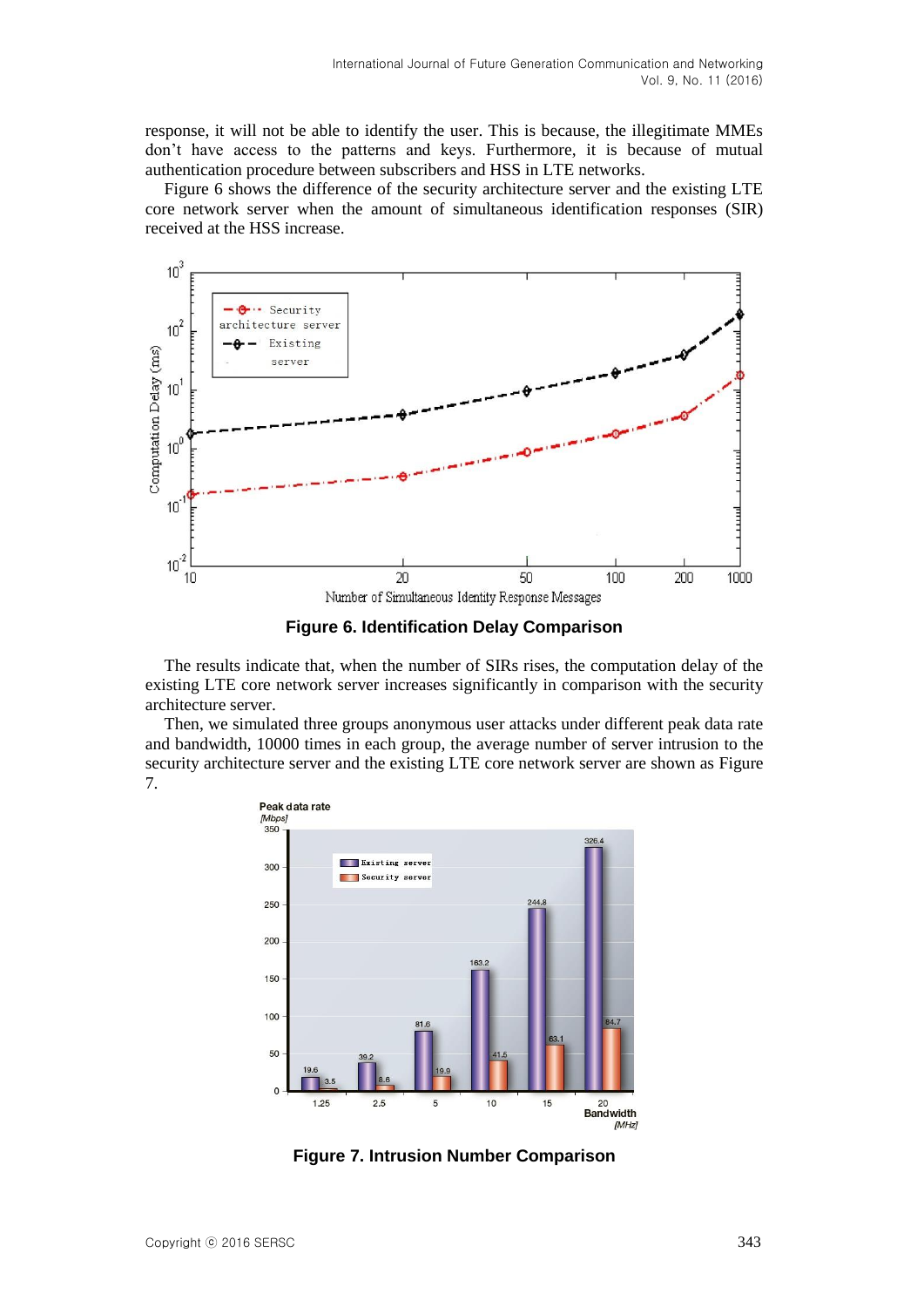response, it will not be able to identify the user. This is because, the illegitimate MMEs don't have access to the patterns and keys. Furthermore, it is because of mutual authentication procedure between subscribers and HSS in LTE networks.

Figure 6 shows the difference of the security architecture server and the existing LTE core network server when the amount of simultaneous identification responses (SIR) received at the HSS increase.

**Figure 6. Identification Delay Comparison**

The results indicate that, when the number of SIRs rises, the computation delay of the existing LTE core network server increases significantly in comparison with the security architecture server.

Then, we simulated three groups anonymous user attacks under different peak data rate and bandwidth, 10000 times in each group, the average number of server intrusion to the security architecture server and the existing LTE core network server are shown as Figure 7.

**Figure 7. Intrusion Number Comparison**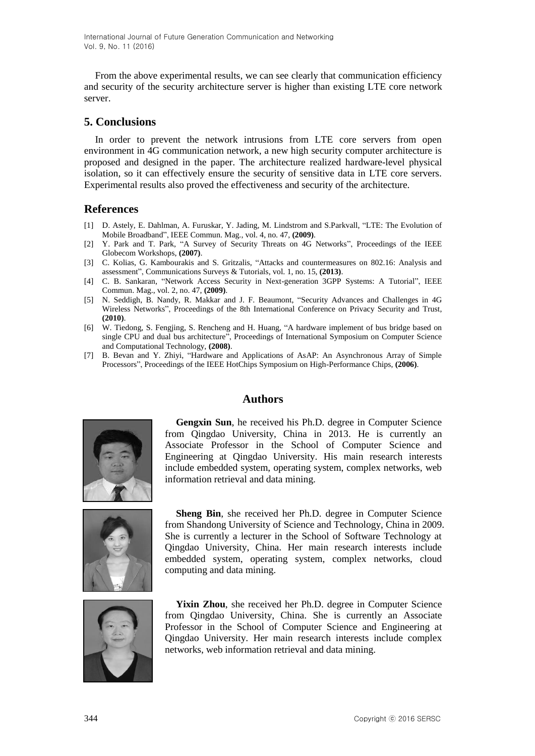From the above experimental results, we can see clearly that communication efficiency and security of the security architecture server is higher than existing LTE core network server.

## 5. Conclusions

In order to prevent the network intrusions from LTE core servers from open environment in 4G communication network, a new high security computer architecture is proposed and designed in the paper. The architecture realized hardware-level physical isolation, so it can effectively ensure the security of sensitive data in LTE core servers. Experimental results also proved the effectiveness and security of the architecture.

## References

[1] D. Astely, E. Dahlman, A. Furuskar, Y. Jading, M. Lindstrom and S.Parkvall, "LTE: The Evolution of Mobile Broadband", IEEE Commun. Mag., vol. 4, no. 47, **(2009)**.

[2] Y. Park and T. Park, "A Survey of Security Threats on 4G Networks", Proceedings of the IEEE Globecom Workshops, **(2007)**.

[3] C. Kolias, G. Kambourakis and S. Gritzalis, "Attacks and countermeasures on 802.16: Analysis and assessment", Communications Surveys & Tutorials, vol. 1, no. 15, **(2013)**.

[4] C. B. Sankaran, "Network Access Security in Next-generation 3GPP Systems: A Tutorial", IEEE Commun. Mag., vol. 2, no. 47, **(2009)**.

[5] N. Seddigh, B. Nandy, R. Makkar and J. F. Beaumont, "Security Advances and Challenges in 4G Wireless Networks", Proceedings of the 8th International Conference on Privacy Security and Trust, **(2010)**.

[6] W. Tiedong, S. Fengjing, S. Rencheng and H. Huang, "A hardware implement of bus bridge based on single CPU and dual bus architecture", Proceedings of International Symposium on Computer Science and Computational Technology, **(2008)**.

[7] B. Bevan and Y. Zhiyi, "Hardware and Applications of AsAP: An Asynchronous Array of Simple Processors", Proceedings of the IEEE HotChips Symposium on High-Performance Chips, **(2006)**.

## Authors

**Gengxin Sun**, he received his Ph.D. degree in Computer Science from Qingdao University, China in 2013. He is currently an Associate Professor in the School of Computer Science and Engineering at Qingdao University. His main research interests include embedded system, operating system, complex networks, web information retrieval and data mining.

**Sheng Bin**, she received her Ph.D. degree in Computer Science from Shandong University of Science and Technology, China in 2009. She is currently a lecturer in the School of Software Technology at Qingdao University, China. Her main research interests include embedded system, operating system, complex networks, cloud computing and data mining.

**Yixin Zhou**, she received her Ph.D. degree in Computer Science from Qingdao University, China. She is currently an Associate Professor in the School of Computer Science and Engineering at Qingdao University. Her main research interests include complex networks, web information retrieval and data mining.